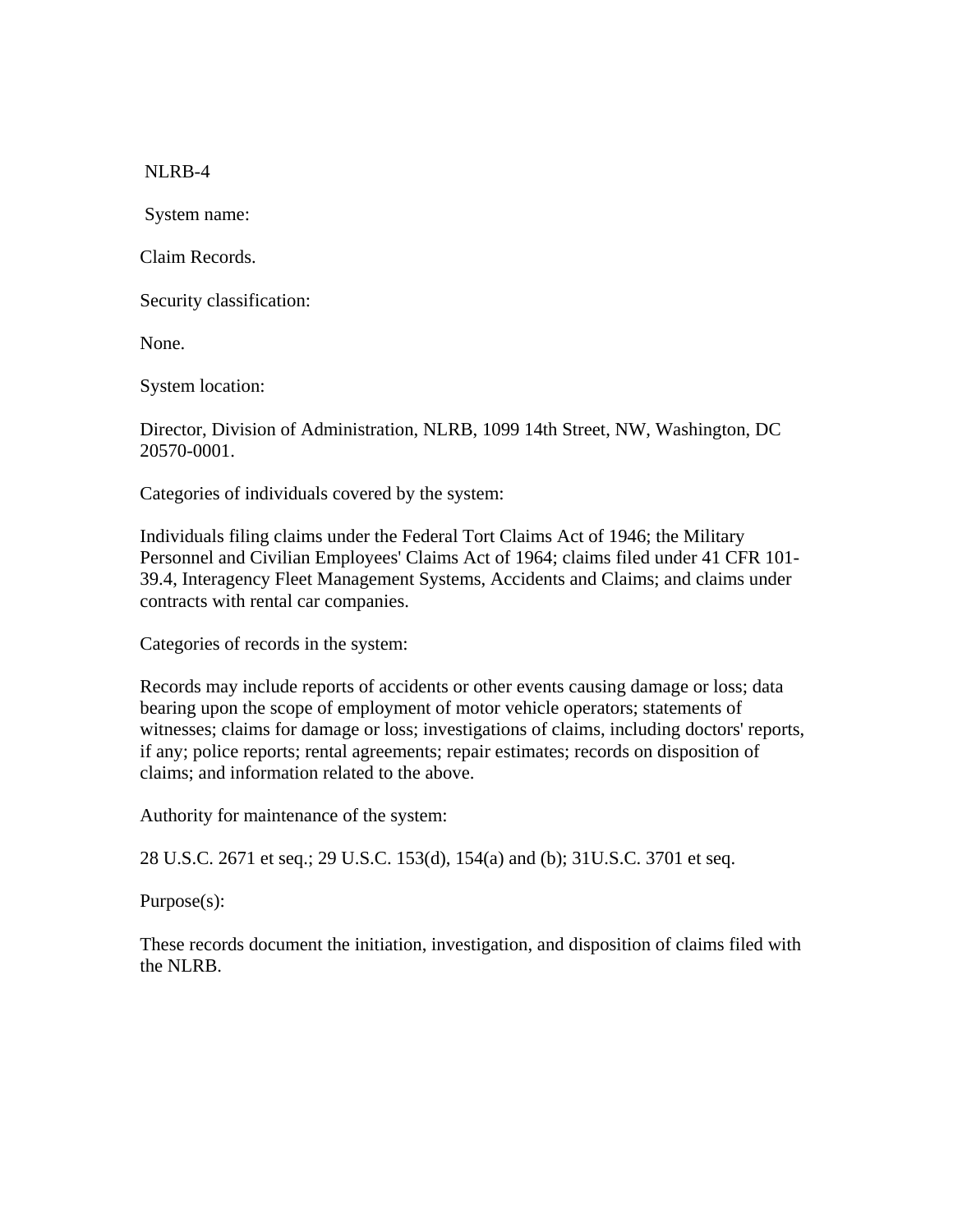NLRB-4

System name:

Claim Records.

Security classification:

None.

System location:

Director, Division of Administration, NLRB, 1099 14th Street, NW, Washington, DC 20570-0001.

Categories of individuals covered by the system:

Individuals filing claims under the Federal Tort Claims Act of 1946; the Military Personnel and Civilian Employees' Claims Act of 1964; claims filed under 41 CFR 101-39.4, Interagency Fleet Management Systems, Accidents and Claims; and claims under contracts with rental car companies.

Categories of records in the system:

Records may include reports of accidents or other events causing damage or loss; data bearing upon the scope of employment of motor vehicle operators; statements of witnesses; claims for damage or loss; investigations of claims, including doctors' reports, if any; police reports; rental agreements; repair estimates; records on disposition of claims; and information related to the above.

Authority for maintenance of the system:

28 U.S.C. 2671 et seq.; 29 U.S.C. 153(d), 154(a) and (b); 31U.S.C. 3701 et seq.

Purpose(s):

These records document the initiation, investigation, and disposition of claims filed with the NLRB.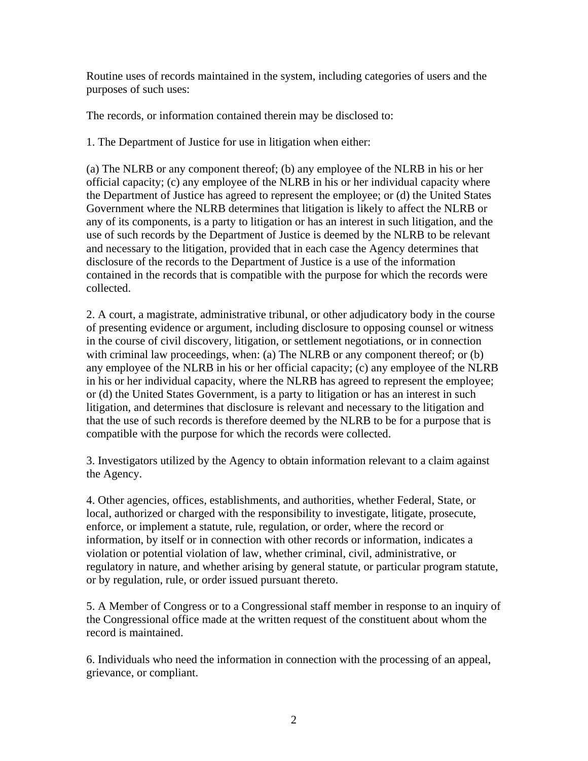Routine uses of records maintained in the system, including categories of users and the purposes of such uses:

The records, or information contained therein may be disclosed to:

1. The Department of Justice for use in litigation when either:

(a) The NLRB or any component thereof; (b) any employee of the NLRB in his or her official capacity; (c) any employee of the NLRB in his or her individual capacity where the Department of Justice has agreed to represent the employee; or (d) the United States Government where the NLRB determines that litigation is likely to affect the NLRB or any of its components, is a party to litigation or has an interest in such litigation, and the use of such records by the Department of Justice is deemed by the NLRB to be relevant and necessary to the litigation, provided that in each case the Agency determines that disclosure of the records to the Department of Justice is a use of the information contained in the records that is compatible with the purpose for which the records were collected.

2. A court, a magistrate, administrative tribunal, or other adjudicatory body in the course of presenting evidence or argument, including disclosure to opposing counsel or witness in the course of civil discovery, litigation, or settlement negotiations, or in connection with criminal law proceedings, when: (a) The NLRB or any component thereof; or (b) any employee of the NLRB in his or her official capacity; (c) any employee of the NLRB in his or her individual capacity, where the NLRB has agreed to represent the employee; or (d) the United States Government, is a party to litigation or has an interest in such litigation, and determines that disclosure is relevant and necessary to the litigation and that the use of such records is therefore deemed by the NLRB to be for a purpose that is compatible with the purpose for which the records were collected.

3. Investigators utilized by the Agency to obtain information relevant to a claim against the Agency.

4. Other agencies, offices, establishments, and authorities, whether Federal, State, or local, authorized or charged with the responsibility to investigate, litigate, prosecute, enforce, or implement a statute, rule, regulation, or order, where the record or information, by itself or in connection with other records or information, indicates a violation or potential violation of law, whether criminal, civil, administrative, or regulatory in nature, and whether arising by general statute, or particular program statute, or by regulation, rule, or order issued pursuant thereto.

5. A Member of Congress or to a Congressional staff member in response to an inquiry of the Congressional office made at the written request of the constituent about whom the record is maintained.

6. Individuals who need the information in connection with the processing of an appeal, grievance, or compliant.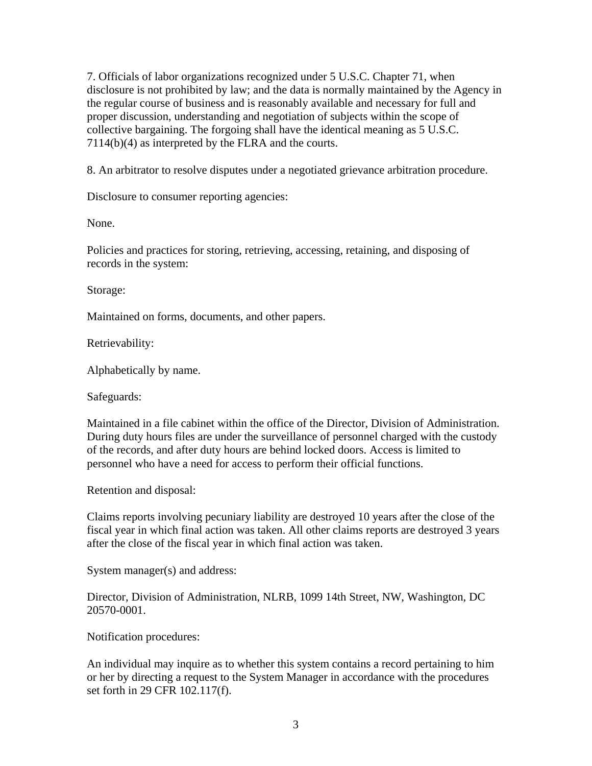7. Officials of labor organizations recognized under 5 U.S.C. Chapter 71, when disclosure is not prohibited by law; and the data is normally maintained by the Agency in the regular course of business and is reasonably available and necessary for full and proper discussion, understanding and negotiation of subjects within the scope of collective bargaining. The forgoing shall have the identical meaning as 5 U.S.C. 7114(b)(4) as interpreted by the FLRA and the courts.

8. An arbitrator to resolve disputes under a negotiated grievance arbitration procedure.

Disclosure to consumer reporting agencies:

None.

Policies and practices for storing, retrieving, accessing, retaining, and disposing of records in the system:

Storage:

Maintained on forms, documents, and other papers.

Retrievability:

Alphabetically by name.

Safeguards:

Maintained in a file cabinet within the office of the Director, Division of Administration. During duty hours files are under the surveillance of personnel charged with the custody of the records, and after duty hours are behind locked doors. Access is limited to personnel who have a need for access to perform their official functions.

Retention and disposal:

Claims reports involving pecuniary liability are destroyed 10 years after the close of the fiscal year in which final action was taken. All other claims reports are destroyed 3 years after the close of the fiscal year in which final action was taken.

System manager(s) and address:

Director, Division of Administration, NLRB, 1099 14th Street, NW, Washington, DC 20570-0001.

Notification procedures:

An individual may inquire as to whether this system contains a record pertaining to him or her by directing a request to the System Manager in accordance with the procedures set forth in 29 CFR 102.117(f).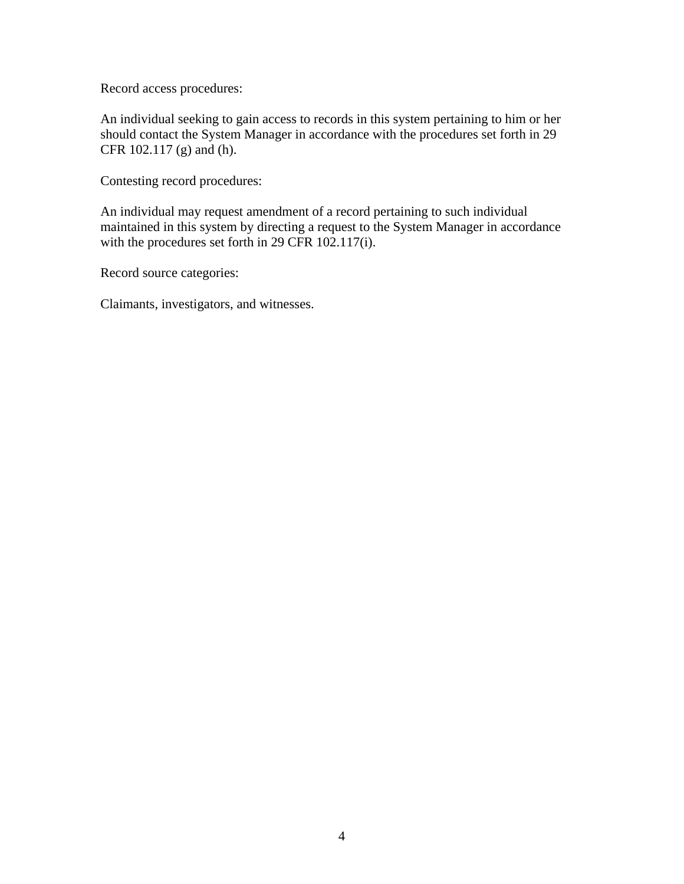Record access procedures:

An individual seeking to gain access to records in this system pertaining to him or her should contact the System Manager in accordance with the procedures set forth in 29 CFR 102.117 (g) and (h).

Contesting record procedures:

An individual may request amendment of a record pertaining to such individual maintained in this system by directing a request to the System Manager in accordance with the procedures set forth in 29 CFR 102.117(i).

Record source categories:

Claimants, investigators, and witnesses.